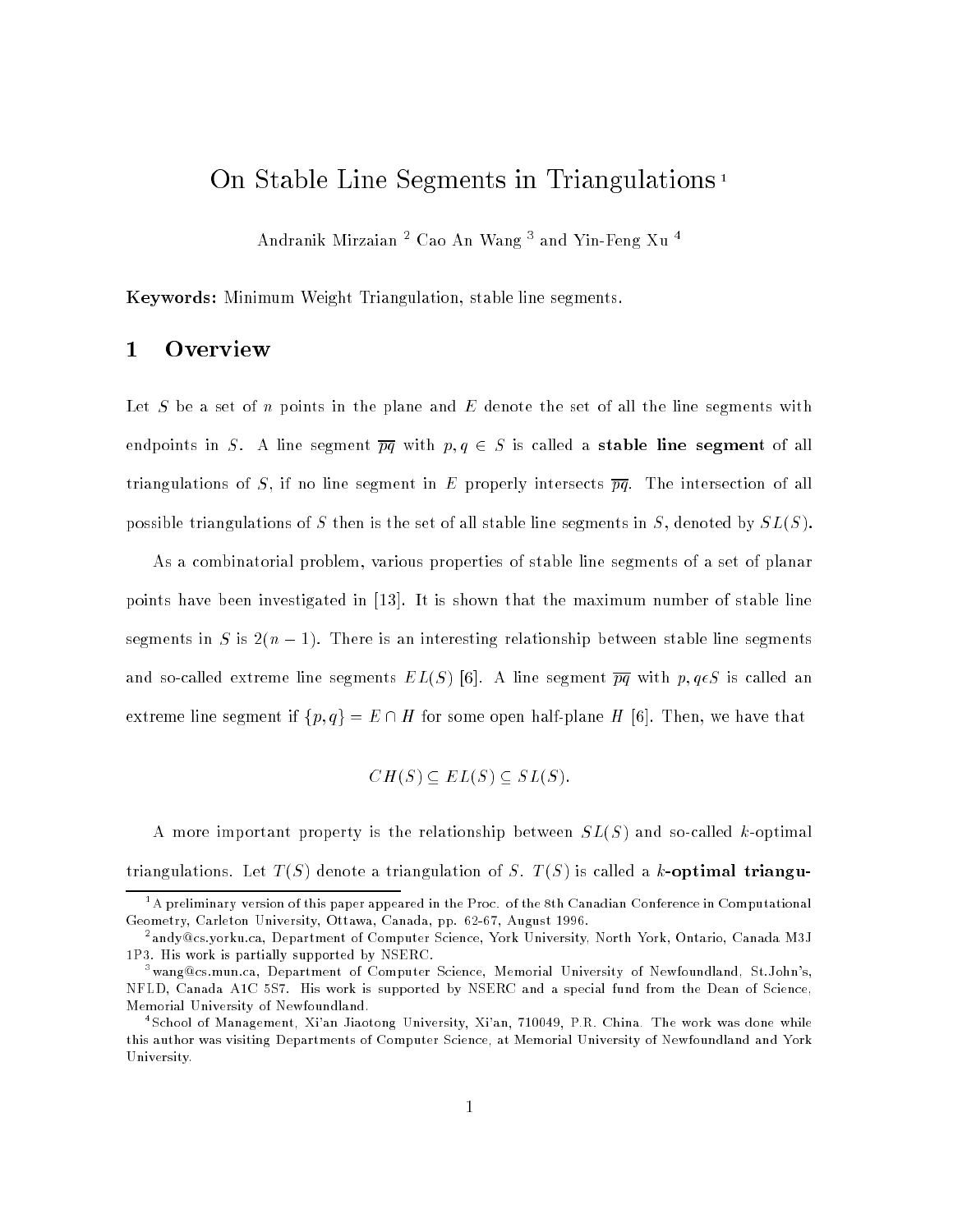# On Stable Line Segments in Triangulations [1]

Andranik Mirzaian [2] Cao An Wang [3] and Yin-Feng Xu [4]

**Keywords:** Minimum Weight Triangulation, stable line segments.

## 1 Overview

Let $S$ be a set of $n$ points in the plane and $E$ denote the set of all the line segments with endpoints in $S$. A line segment $\overline{pq}$ with $p, q \in S$ is called a **stable line segment** of all triangulations of $S$, if no line segment in $E$ properly intersects $\overline{pq}$. The intersection of all possible triangulations of $S$ then is the set of all stable line segments in $S$, denoted by $SL(S)$.

As a combinatorial problem, various properties of stable line segments of a set of planar points have been investigated in [13]. It is shown that the maximum number of stable line segments in $S$ is $2(n-1)$. There is an interesting relationship between stable line segments and so-called extreme line segments $EL(S)$ [6]. A line segment $\overline{pq}$ with $p, q \epsilon S$ is called an extreme line segment if $\{p, q\} = E \cap H$ for some open half-plane $H$ [6]. Then, we have that

$$CH(S) \subseteq EL(S) \subseteq SL(S).$$

A more important property is the relationship between $SL(S)$ and so-called $k$-optimal triangulations. Let $T(S)$ denote a triangulation of $S$. $T(S)$ is called a **$k$-optimal triangu-**

---

[1] A preliminary version of this paper appeared in the Proc. of the 8th Canadian Conference in Computational Geometry, Carleton University, Ottawa, Canada, pp. 62-67, August 1996.

[2] andy@cs.yorku.ca, Department of Computer Science, York University, North York, Ontario, Canada M3J 1P3. His work is partially supported by NSERC.

[3] wang@cs.mun.ca, Department of Computer Science, Memorial University of Newfoundland, St.John's, NFLD, Canada A1C 5S7. His work is supported by NSERC and a special fund from the Dean of Science, Memorial University of Newfoundland.

[4] School of Management, Xi'an Jiaotong University, Xi'an, 710049, P.R. China. The work was done while this author was visiting Departments of Computer Science, at Memorial University of Newfoundland and York University.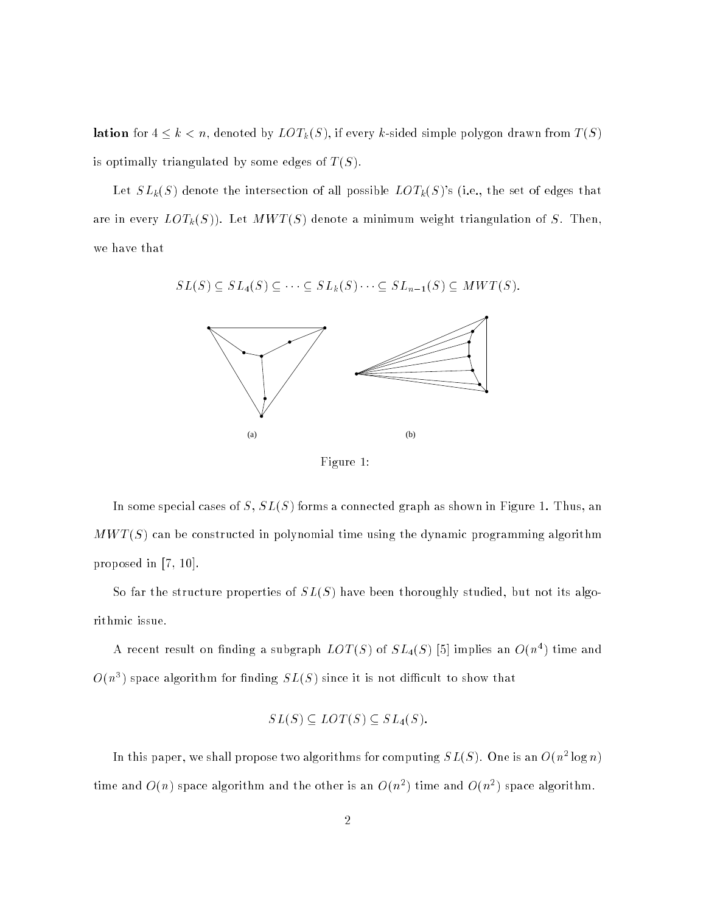**lation** for $4 \leq k < n$, denoted by $LOT_k(S)$, if every $k$-sided simple polygon drawn from $T(S)$ is optimally triangulated by some edges of $T(S)$.

Let $SL_k(S)$ denote the intersection of all possible $LOT_k(S)$'s (i.e., the set of edges that are in every $LOT_k(S)$). Let $MWT(S)$ denote a minimum weight triangulation of $S$. Then, we have that

$$SL(S) \subseteq SL_4(S) \subseteq \cdots \subseteq SL_k(S) \cdots \subseteq SL_{n-1}(S) \subseteq MWT(S).$$

(a) (b)

Figure 1:

In some special cases of $S$, $SL(S)$ forms a connected graph as shown in Figure 1. Thus, an $MWT(S)$ can be constructed in polynomial time using the dynamic programming algorithm proposed in [7, 10].

So far the structure properties of $SL(S)$ have been thoroughly studied, but not its algorithmic issue.

A recent result on finding a subgraph $LOT(S)$ of $SL_4(S)$ [5] implies an $O(n^4)$ time and $O(n^3)$ space algorithm for finding $SL(S)$ since it is not difficult to show that

$$SL(S) \subseteq LOT(S) \subseteq SL_4(S).$$

In this paper, we shall propose two algorithms for computing $SL(S)$. One is an $O(n^2 \log n)$ time and $O(n)$ space algorithm and the other is an $O(n^2)$ time and $O(n^2)$ space algorithm.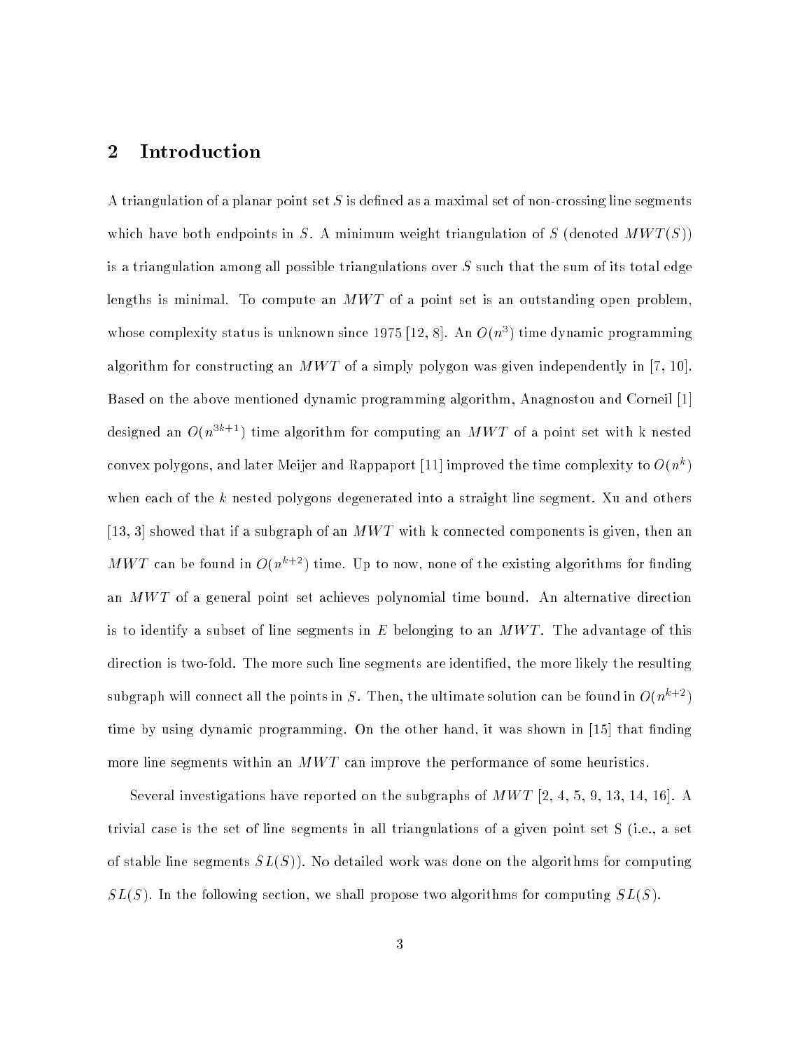## 2 Introduction

A triangulation of a planar point set $S$ is defined as a maximal set of non-crossing line segments which have both endpoints in $S$. A minimum weight triangulation of $S$ (denoted $MWT(S)$) is a triangulation among all possible triangulations over $S$ such that the sum of its total edge lengths is minimal. To compute an $MWT$ of a point set is an outstanding open problem, whose complexity status is unknown since 1975 [12, 8]. An $O(n^3)$ time dynamic programming algorithm for constructing an $MWT$ of a simply polygon was given independently in [7, 10]. Based on the above mentioned dynamic programming algorithm, Anagnostou and Corneil [1] designed an $O(n^{3k+1})$ time algorithm for computing an $MWT$ of a point set with k nested convex polygons, and later Meijer and Rappaport [11] improved the time complexity to $O(n^k)$ when each of the $k$ nested polygons degenerated into a straight line segment. Xu and others [13, 3] showed that if a subgraph of an $MWT$ with k connected components is given, then an $MWT$ can be found in $O(n^{k+2})$ time. Up to now, none of the existing algorithms for finding an $MWT$ of a general point set achieves polynomial time bound. An alternative direction is to identify a subset of line segments in $E$ belonging to an $MWT$. The advantage of this direction is two-fold. The more such line segments are identified, the more likely the resulting subgraph will connect all the points in $S$. Then, the ultimate solution can be found in $O(n^{k+2})$ time by using dynamic programming. On the other hand, it was shown in [15] that finding more line segments within an $MWT$ can improve the performance of some heuristics.

Several investigations have reported on the subgraphs of $MWT$ [2, 4, 5, 9, 13, 14, 16]. A trivial case is the set of line segments in all triangulations of a given point set S (i.e., a set of stable line segments $SL(S)$). No detailed work was done on the algorithms for computing $SL(S)$. In the following section, we shall propose two algorithms for computing $SL(S)$.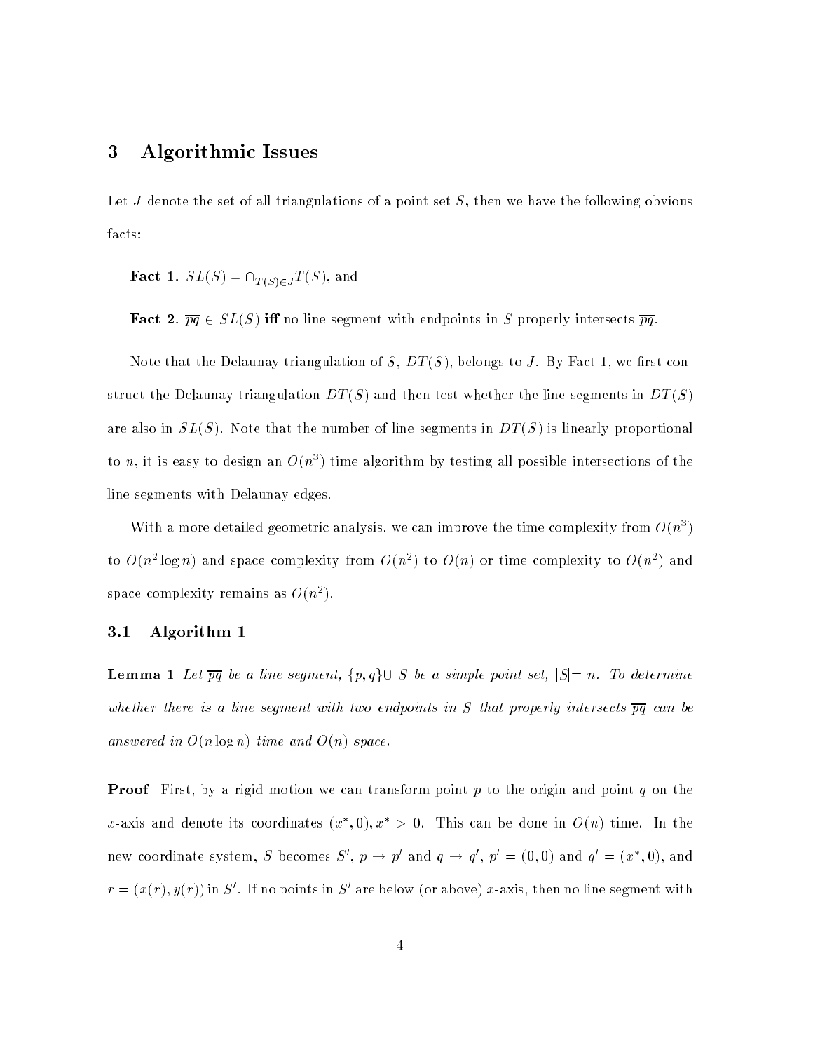## 3 Algorithmic Issues

Let $J$ denote the set of all triangulations of a point set $S$, then we have the following obvious facts:

**Fact 1.** $SL(S) = \cap_{T(S) \in J} T(S)$, and

**Fact 2.** $\overline{pq} \in SL(S)$ **iff** no line segment with endpoints in $S$ properly intersects $\overline{pq}$.

Note that the Delaunay triangulation of $S$, $DT(S)$, belongs to $J$. By Fact 1, we first construct the Delaunay triangulation $DT(S)$ and then test whether the line segments in $DT(S)$ are also in $SL(S)$. Note that the number of line segments in $DT(S)$ is linearly proportional to $n$, it is easy to design an $O(n^3)$ time algorithm by testing all possible intersections of the line segments with Delaunay edges.

With a more detailed geometric analysis, we can improve the time complexity from $O(n^3)$ to $O(n^2 \log n)$ and space complexity from $O(n^2)$ to $O(n)$ or time complexity to $O(n^2)$ and space complexity remains as $O(n^2)$.

### 3.1 Algorithm 1

**Lemma 1** *Let $\overline{pq}$ be a line segment, $\{p, q\} \cup S$ be a simple point set, $|S| = n$. To determine whether there is a line segment with two endpoints in $S$ that properly intersects $\overline{pq}$ can be answered in $O(n \log n)$ time and $O(n)$ space.*

**Proof** First, by a rigid motion we can transform point $p$ to the origin and point $q$ on the $x$-axis and denote its coordinates $(x^*, 0), x^* > 0$. This can be done in $O(n)$ time. In the new coordinate system, $S$ becomes $S'$, $p \to p'$ and $q \to q'$, $p' = (0, 0)$ and $q' = (x^*, 0)$, and $r = (x(r), y(r))$ in $S'$. If no points in $S'$ are below (or above) $x$-axis, then no line segment with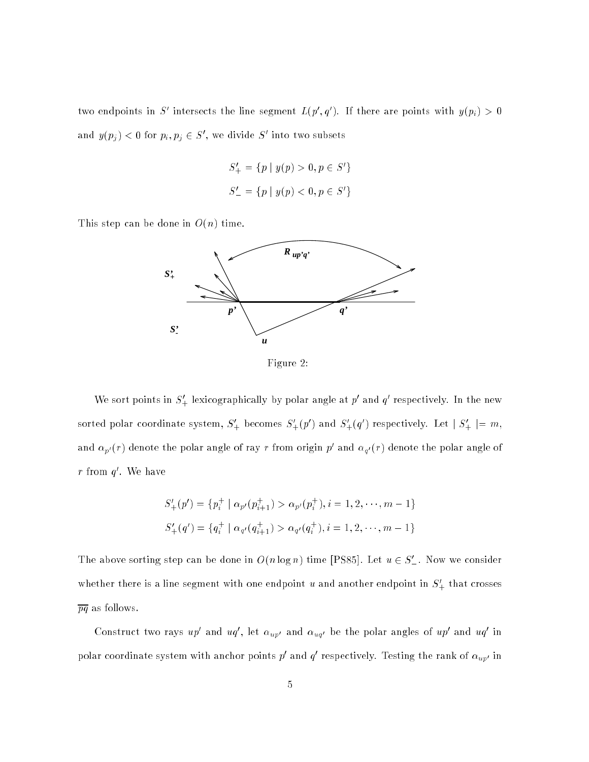two endpoints in $S'$ intersects the line segment $L(p', q')$. If there are points with $y(p_i) > 0$ and $y(p_j) < 0$ for $p_i, p_j \in S'$, we divide $S'$ into two subsets

$$S'_+ = \{p \mid y(p) > 0, p \in S'\}$$

$$S'_- = \{p \mid y(p) < 0, p \in S'\}$$

This step can be done in $O(n)$ time.

Figure 2:

We sort points in $S'_+$ lexicographically by polar angle at $p'$ and $q'$ respectively. In the new sorted polar coordinate system, $S'_+$ becomes $S'_+(p')$ and $S'_+(q')$ respectively. Let $\mid S'_+ \mid = m$, and $\alpha_{p'}(r)$ denote the polar angle of ray $r$ from origin $p'$ and $\alpha_{q'}(r)$ denote the polar angle of $r$ from $q'$. We have

$$S'_+(p') = \{p_i^+ \mid \alpha_{p'}(p_{i+1}^+) > \alpha_{p'}(p_i^+), i = 1, 2, \cdots, m-1\}$$

$$S'_+(q') = \{q_i^+ \mid \alpha_{q'}(q_{i+1}^+) > \alpha_{q'}(q_i^+), i = 1, 2, \cdots, m-1\}$$

The above sorting step can be done in $O(n \log n)$ time [PS85]. Let $u \in S'_-$. Now we consider whether there is a line segment with one endpoint $u$ and another endpoint in $S'_+$ that crosses $\overline{pq}$ as follows.

Construct two rays $up'$ and $uq'$, let $\alpha_{up'}$ and $\alpha_{uq'}$ be the polar angles of $up'$ and $uq'$ in polar coordinate system with anchor points $p'$ and $q'$ respectively. Testing the rank of $\alpha_{up'}$ in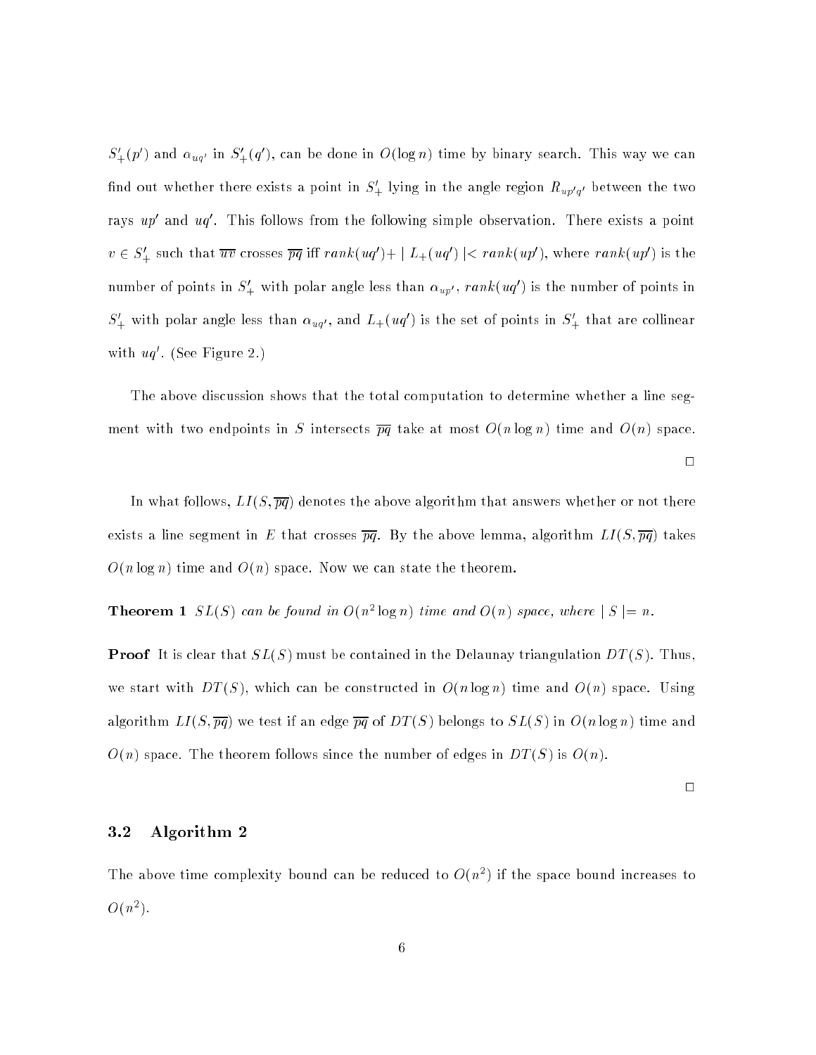$S'_+(p')$ and $\alpha_{uq'}$ in $S'_+(q')$, can be done in $O(\log n)$ time by binary search. This way we can find out whether there exists a point in $S'_+$ lying in the angle region $R_{up'q'}$ between the two rays $up'$ and $uq'$. This follows from the following simple observation. There exists a point $v \in S'_+$ such that $\overline{uv}$ crosses $\overline{pq}$ iff $rank(uq') + \mid L_+(uq') \mid < rank(up')$, where $rank(up')$ is the number of points in $S'_+$ with polar angle less than $\alpha_{up'}$, $rank(uq')$ is the number of points in $S'_+$ with polar angle less than $\alpha_{uq'}$, and $L_+(uq')$ is the set of points in $S'_+$ that are collinear with $uq'$. (See Figure 2.)

The above discussion shows that the total computation to determine whether a line segment with two endpoints in $S$ intersects $\overline{pq}$ take at most $O(n \log n)$ time and $O(n)$ space. □

In what follows, $LI(S, \overline{pq})$ denotes the above algorithm that answers whether or not there exists a line segment in $E$ that crosses $\overline{pq}$. By the above lemma, algorithm $LI(S, \overline{pq})$ takes $O(n \log n)$ time and $O(n)$ space. Now we can state the theorem.

**Theorem 1** *$SL(S)$ can be found in $O(n^2 \log n)$ time and $O(n)$ space, where $\mid S \mid = n$.*

**Proof** It is clear that $SL(S)$ must be contained in the Delaunay triangulation $DT(S)$. Thus, we start with $DT(S)$, which can be constructed in $O(n \log n)$ time and $O(n)$ space. Using algorithm $LI(S, \overline{pq})$ we test if an edge $\overline{pq}$ of $DT(S)$ belongs to $SL(S)$ in $O(n \log n)$ time and $O(n)$ space. The theorem follows since the number of edges in $DT(S)$ is $O(n)$. □

### 3.2 Algorithm 2

The above time complexity bound can be reduced to $O(n^2)$ if the space bound increases to $O(n^2)$.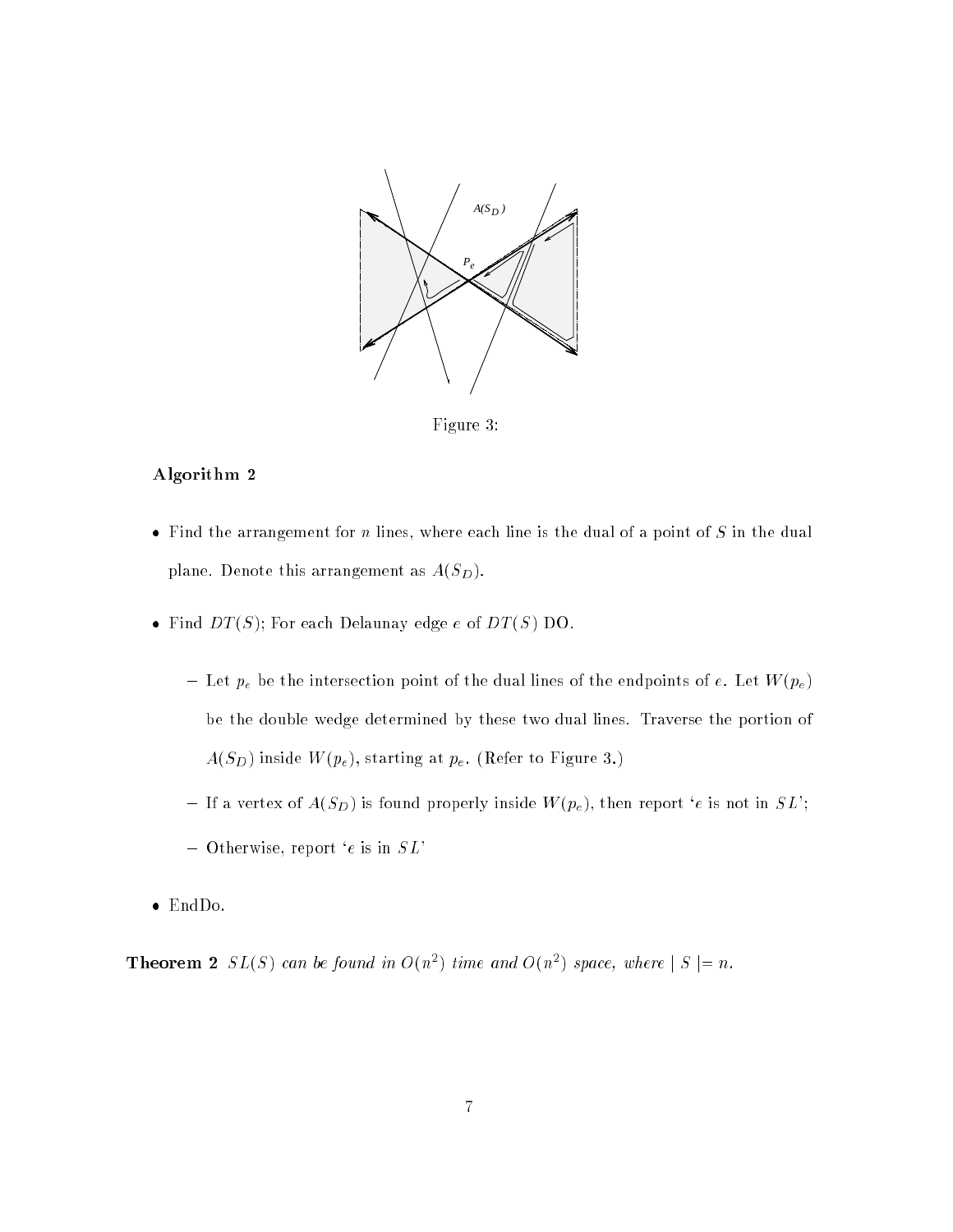Figure 3:

**Algorithm 2**

- Find the arrangement for $n$ lines, where each line is the dual of a point of $S$ in the dual plane. Denote this arrangement as $A(S_D)$.
- Find $DT(S)$; For each Delaunay edge $e$ of $DT(S)$ DO.
  - Let $p_e$ be the intersection point of the dual lines of the endpoints of $e$. Let $W(p_e)$ be the double wedge determined by these two dual lines. Traverse the portion of $A(S_D)$ inside $W(p_e)$, starting at $p_e$. (Refer to Figure 3.)
  - If a vertex of $A(S_D)$ is found properly inside $W(p_e)$, then report '$e$ is not in $SL$';
  - Otherwise, report '$e$ is in $SL$'
- EndDo.

**Theorem 2** *$SL(S)$ can be found in $O(n^2)$ time and $O(n^2)$ space, where $|S| = n$.*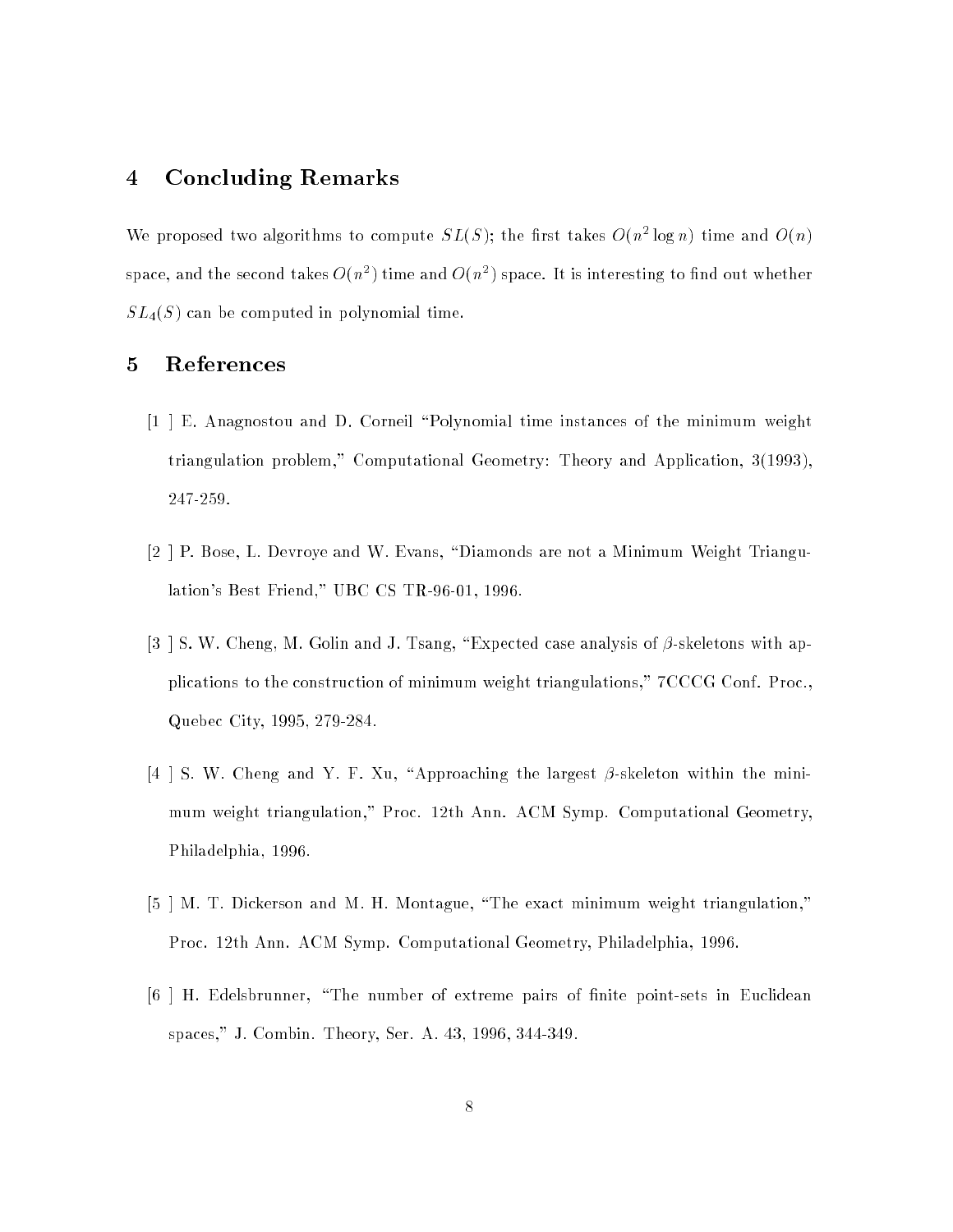## 4 Concluding Remarks

We proposed two algorithms to compute $SL(S)$; the first takes $O(n^2 \log n)$ time and $O(n)$ space, and the second takes $O(n^2)$ time and $O(n^2)$ space. It is interesting to find out whether $SL_4(S)$ can be computed in polynomial time.

## 5 References

[1 ] E. Anagnostou and D. Corneil "Polynomial time instances of the minimum weight triangulation problem," Computational Geometry: Theory and Application, 3(1993), 247-259.

[2 ] P. Bose, L. Devroye and W. Evans, "Diamonds are not a Minimum Weight Triangulation's Best Friend," UBC CS TR-96-01, 1996.

[3 ] S. W. Cheng, M. Golin and J. Tsang, "Expected case analysis of $\beta$-skeletons with applications to the construction of minimum weight triangulations," 7CCCG Conf. Proc., Quebec City, 1995, 279-284.

[4 ] S. W. Cheng and Y. F. Xu, "Approaching the largest $\beta$-skeleton within the minimum weight triangulation," Proc. 12th Ann. ACM Symp. Computational Geometry, Philadelphia, 1996.

[5 ] M. T. Dickerson and M. H. Montague, "The exact minimum weight triangulation," Proc. 12th Ann. ACM Symp. Computational Geometry, Philadelphia, 1996.

[6 ] H. Edelsbrunner, "The number of extreme pairs of finite point-sets in Euclidean spaces," J. Combin. Theory, Ser. A. 43, 1996, 344-349.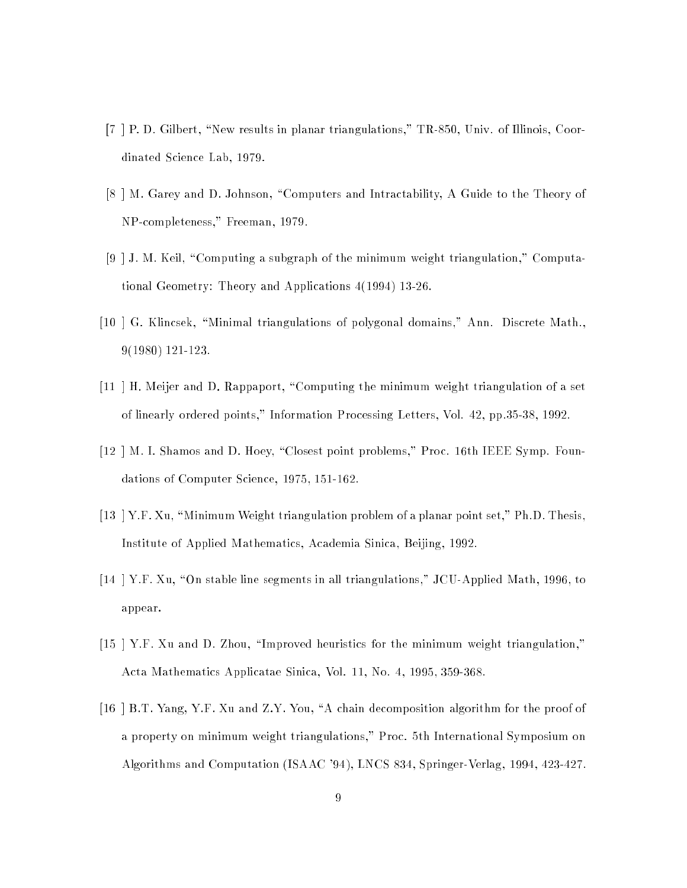[7 ] P. D. Gilbert, "New results in planar triangulations," TR-850, Univ. of Illinois, Coordinated Science Lab, 1979.

[8 ] M. Garey and D. Johnson, "Computers and Intractability, A Guide to the Theory of NP-completeness," Freeman, 1979.

[9 ] J. M. Keil, "Computing a subgraph of the minimum weight triangulation," Computational Geometry: Theory and Applications 4(1994) 13-26.

[10 ] G. Klincsek, "Minimal triangulations of polygonal domains," Ann. Discrete Math., 9(1980) 121-123.

[11 ] H. Meijer and D. Rappaport, "Computing the minimum weight triangulation of a set of linearly ordered points," Information Processing Letters, Vol. 42, pp.35-38, 1992.

[12 ] M. I. Shamos and D. Hoey, "Closest point problems," Proc. 16th IEEE Symp. Foundations of Computer Science, 1975, 151-162.

[13 ] Y.F. Xu, "Minimum Weight triangulation problem of a planar point set," Ph.D. Thesis, Institute of Applied Mathematics, Academia Sinica, Beijing, 1992.

[14 ] Y.F. Xu, "On stable line segments in all triangulations," JCU-Applied Math, 1996, to appear.

[15 ] Y.F. Xu and D. Zhou, "Improved heuristics for the minimum weight triangulation," Acta Mathematics Applicatae Sinica, Vol. 11, No. 4, 1995, 359-368.

[16 ] B.T. Yang, Y.F. Xu and Z.Y. You, "A chain decomposition algorithm for the proof of a property on minimum weight triangulations," Proc. 5th International Symposium on Algorithms and Computation (ISAAC '94), LNCS 834, Springer-Verlag, 1994, 423-427.